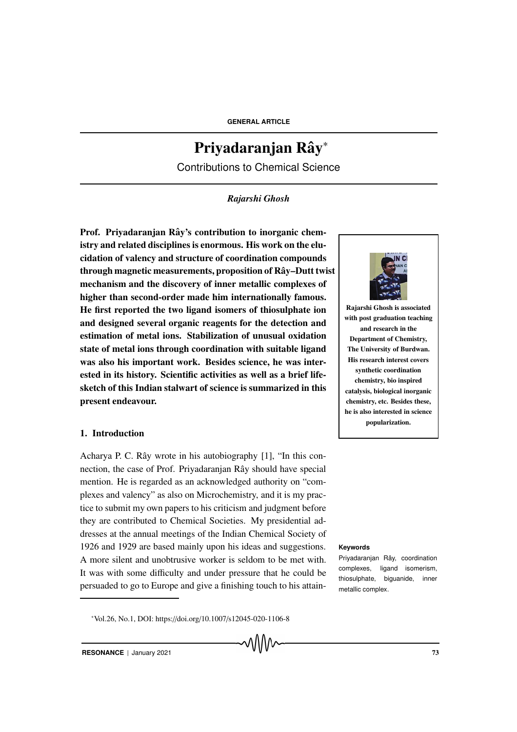GENERAL ARTICLE

# Priyadaranjan Rây*

Contributions to Chemical Science

*Rajarshi Ghosh*

**Prof. Priyadaranjan Rây's contribution to inorganic chemistry and related disciplines is enormous. His work on the elucidation of valency and structure of coordination compounds through magnetic measurements, proposition of Rây–Dutt twist mechanism and the discovery of inner metallic complexes of higher than second-order made him internationally famous. He first reported the two ligand isomers of thiosulphate ion and designed several organic reagents for the detection and estimation of metal ions. Stabilization of unusual oxidation state of metal ions through coordination with suitable ligand was also his important work. Besides science, he was interested in its history. Scientific activities as well as a brief lifesketch of this Indian stalwart of science is summarized in this present endeavour.**

**Rajarshi Ghosh is associated with post graduation teaching and research in the Department of Chemistry, The University of Burdwan. His research interest covers synthetic coordination chemistry, bio inspired catalysis, biological inorganic chemistry, etc. Besides these, he is also interested in science popularization.**

## 1. Introduction

Acharya P. C. Rây wrote in his autobiography [1], "In this connection, the case of Prof. Priyadaranjan Rây should have special mention. He is regarded as an acknowledged authority on "complexes and valency" as also on Microchemistry, and it is my practice to submit my own papers to his criticism and judgment before they are contributed to Chemical Societies. My presidential addresses at the annual meetings of the Indian Chemical Society of 1926 and 1929 are based mainly upon his ideas and suggestions. A more silent and unobtrusive worker is seldom to be met with. It was with some difficulty and under pressure that he could be persuaded to go to Europe and give a finishing touch to his attain-

**Keywords**

Priyadaranjan Rây, coordination complexes, ligand isomerism, thiosulphate, biguanide, inner metallic complex.

*Vol.26, No.1, DOI: https://doi.org/10.1007/s12045-020-1106-8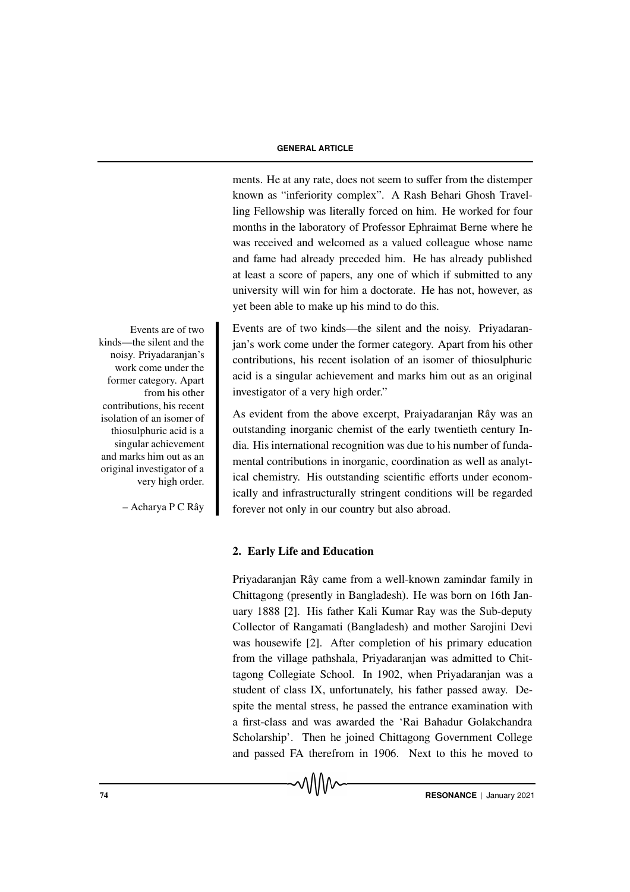ments. He at any rate, does not seem to suffer from the distemper known as "inferiority complex". A Rash Behari Ghosh Travelling Fellowship was literally forced on him. He worked for four months in the laboratory of Professor Ephraimat Berne where he was received and welcomed as a valued colleague whose name and fame had already preceded him. He has already published at least a score of papers, any one of which if submitted to any university will win for him a doctorate. He has not, however, as yet been able to make up his mind to do this.

Events are of two kinds—the silent and the noisy. Priyadaranjan's work come under the former category. Apart from his other contributions, his recent isolation of an isomer of thiosulphuric acid is a singular achievement and marks him out as an original investigator of a very high order."

> Events are of two kinds—the silent and the noisy. Priyadaranjan's work come under the former category. Apart from his other contributions, his recent isolation of an isomer of thiosulphuric acid is a singular achievement and marks him out as an original investigator of a very high order.
>
> – Acharya P C Rây

As evident from the above excerpt, Praiyadaranjan Rây was an outstanding inorganic chemist of the early twentieth century India. His international recognition was due to his number of fundamental contributions in inorganic, coordination as well as analytical chemistry. His outstanding scientific efforts under economically and infrastructurally stringent conditions will be regarded forever not only in our country but also abroad.

## 2. Early Life and Education

Priyadaranjan Rây came from a well-known zamindar family in Chittagong (presently in Bangladesh). He was born on 16th January 1888 [2]. His father Kali Kumar Ray was the Sub-deputy Collector of Rangamati (Bangladesh) and mother Sarojini Devi was housewife [2]. After completion of his primary education from the village pathshala, Priyadaranjan was admitted to Chittagong Collegiate School. In 1902, when Priyadaranjan was a student of class IX, unfortunately, his father passed away. Despite the mental stress, he passed the entrance examination with a first-class and was awarded the 'Rai Bahadur Golakchandra Scholarship'. Then he joined Chittagong Government College and passed FA therefrom in 1906. Next to this he moved to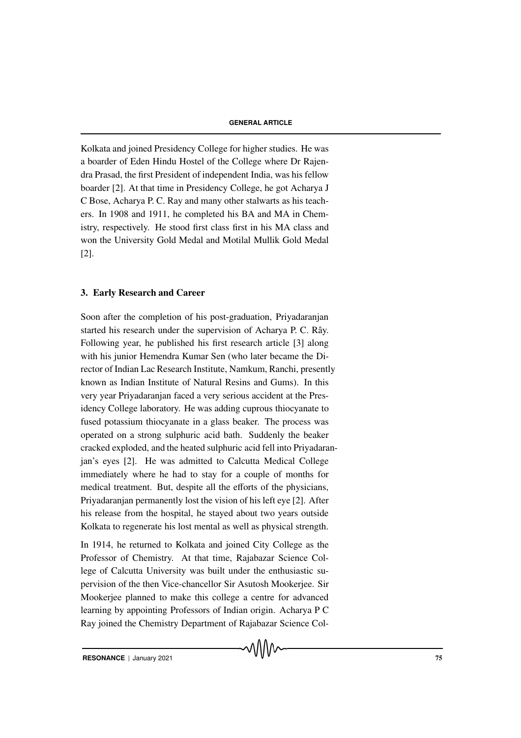Kolkata and joined Presidency College for higher studies. He was a boarder of Eden Hindu Hostel of the College where Dr Rajendra Prasad, the first President of independent India, was his fellow boarder [2]. At that time in Presidency College, he got Acharya J C Bose, Acharya P. C. Ray and many other stalwarts as his teachers. In 1908 and 1911, he completed his BA and MA in Chemistry, respectively. He stood first class first in his MA class and won the University Gold Medal and Motilal Mullik Gold Medal [2].

## 3. Early Research and Career

Soon after the completion of his post-graduation, Priyadaranjan started his research under the supervision of Acharya P. C. Rây. Following year, he published his first research article [3] along with his junior Hemendra Kumar Sen (who later became the Director of Indian Lac Research Institute, Namkum, Ranchi, presently known as Indian Institute of Natural Resins and Gums). In this very year Priyadaranjan faced a very serious accident at the Presidency College laboratory. He was adding cuprous thiocyanate to fused potassium thiocyanate in a glass beaker. The process was operated on a strong sulphuric acid bath. Suddenly the beaker cracked exploded, and the heated sulphuric acid fell into Priyadaranjan's eyes [2]. He was admitted to Calcutta Medical College immediately where he had to stay for a couple of months for medical treatment. But, despite all the efforts of the physicians, Priyadaranjan permanently lost the vision of his left eye [2]. After his release from the hospital, he stayed about two years outside Kolkata to regenerate his lost mental as well as physical strength.

In 1914, he returned to Kolkata and joined City College as the Professor of Chemistry. At that time, Rajabazar Science College of Calcutta University was built under the enthusiastic supervision of the then Vice-chancellor Sir Asutosh Mookerjee. Sir Mookerjee planned to make this college a centre for advanced learning by appointing Professors of Indian origin. Acharya P C Ray joined the Chemistry Department of Rajabazar Science Col-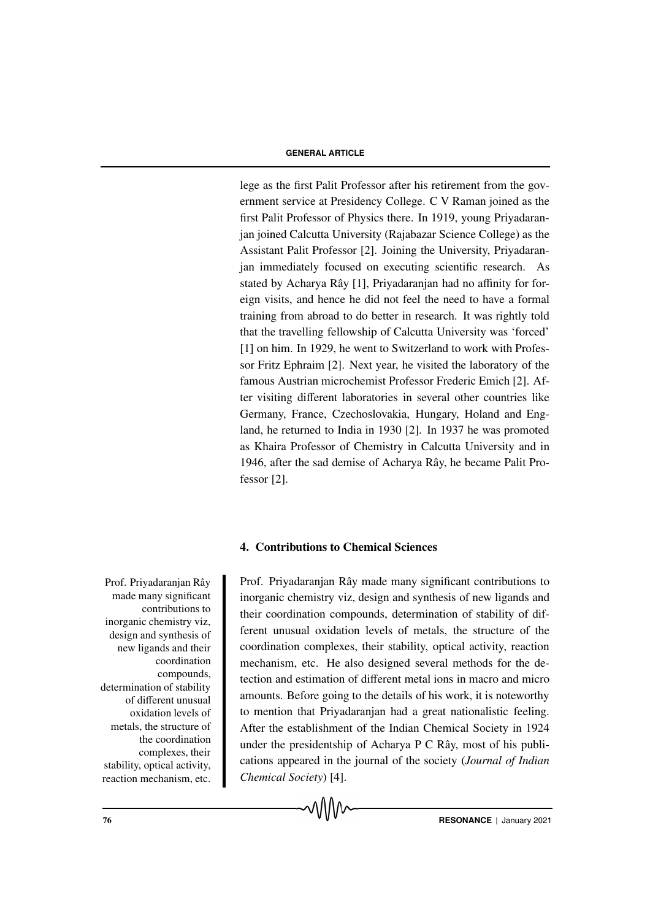lege as the first Palit Professor after his retirement from the government service at Presidency College. C V Raman joined as the first Palit Professor of Physics there. In 1919, young Priyadaranjan joined Calcutta University (Rajabazar Science College) as the Assistant Palit Professor [2]. Joining the University, Priyadaranjan immediately focused on executing scientific research. As stated by Acharya Rây [1], Priyadaranjan had no affinity for foreign visits, and hence he did not feel the need to have a formal training from abroad to do better in research. It was rightly told that the travelling fellowship of Calcutta University was 'forced' [1] on him. In 1929, he went to Switzerland to work with Professor Fritz Ephraim [2]. Next year, he visited the laboratory of the famous Austrian microchemist Professor Frederic Emich [2]. After visiting different laboratories in several other countries like Germany, France, Czechoslovakia, Hungary, Holand and England, he returned to India in 1930 [2]. In 1937 he was promoted as Khaira Professor of Chemistry in Calcutta University and in 1946, after the sad demise of Acharya Rây, he became Palit Professor [2].

## 4. Contributions to Chemical Sciences

Prof. Priyadaranjan Rây made many significant contributions to inorganic chemistry viz, design and synthesis of new ligands and their coordination compounds, determination of stability of different unusual oxidation levels of metals, the structure of the coordination complexes, their stability, optical activity, reaction mechanism, etc. He also designed several methods for the detection and estimation of different metal ions in macro and micro amounts. Before going to the details of his work, it is noteworthy to mention that Priyadaranjan had a great nationalistic feeling. After the establishment of the Indian Chemical Society in 1924 under the presidentship of Acharya P C Rây, most of his publications appeared in the journal of the society (*Journal of Indian Chemical Society*) [4].

Prof. Priyadaranjan Rây made many significant contributions to inorganic chemistry viz, design and synthesis of new ligands and their coordination compounds, determination of stability of different unusual oxidation levels of metals, the structure of the coordination complexes, their stability, optical activity, reaction mechanism, etc.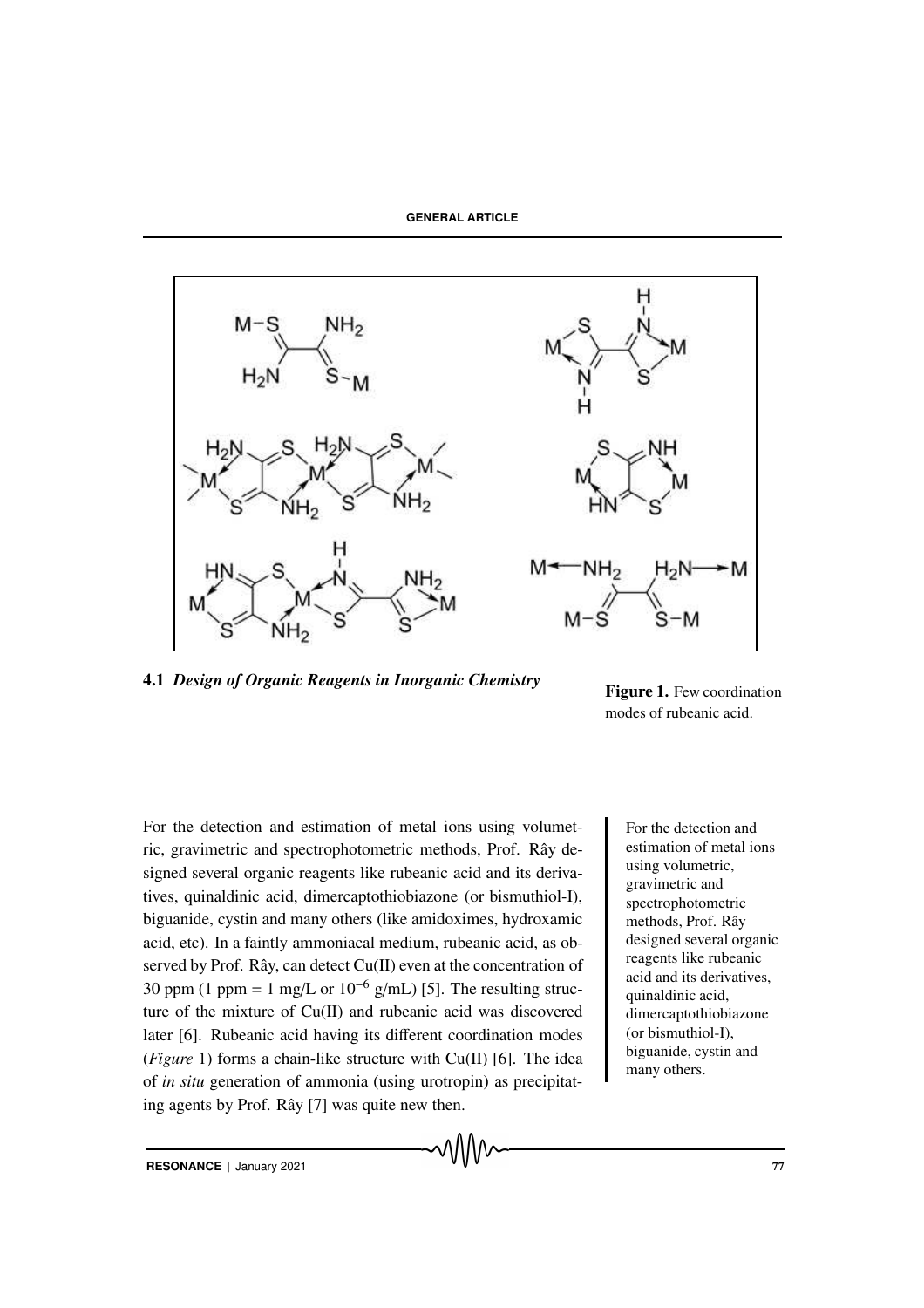Figure 1. Few coordination modes of rubeanic acid.

### 4.1 *Design of Organic Reagents in Inorganic Chemistry*

For the detection and estimation of metal ions using volumetric, gravimetric and spectrophotometric methods, Prof. Rây designed several organic reagents like rubeanic acid and its derivatives, quinaldinic acid, dimercaptothiobiazone (or bismuthiol-I), biguanide, cystin and many others (like amidoximes, hydroxamic acid, etc). In a faintly ammoniacal medium, rubeanic acid, as observed by Prof. Rây, can detect Cu(II) even at the concentration of 30 ppm (1 ppm = 1 mg/L or $10^{-6}$ g/mL) [5]. The resulting structure of the mixture of Cu(II) and rubeanic acid was discovered later [6]. Rubeanic acid having its different coordination modes (*Figure* 1) forms a chain-like structure with Cu(II) [6]. The idea of *in situ* generation of ammonia (using urotropin) as precipitating agents by Prof. Rây [7] was quite new then.

For the detection and estimation of metal ions using volumetric, gravimetric and spectrophotometric methods, Prof. Rây designed several organic reagents like rubeanic acid and its derivatives, quinaldinic acid, dimercaptothiobiazone (or bismuthiol-I), biguanide, cystin and many others.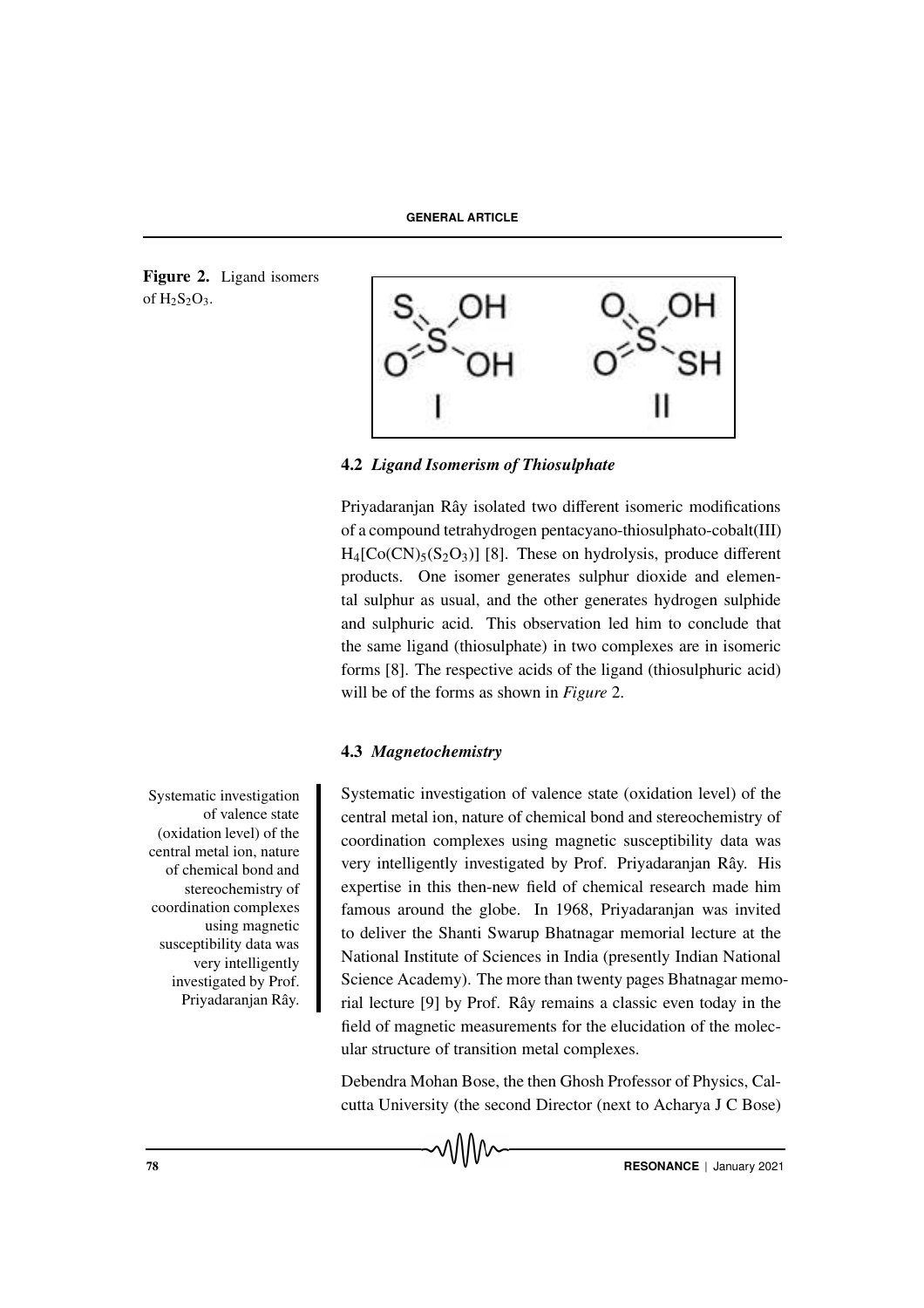**Figure 2.** Ligand isomers of $H_2S_2O_3$.

### 4.2 *Ligand Isomerism of Thiosulphate*

Priyadaranjan Rây isolated two different isomeric modifications of a compound tetrahydrogen pentacyano-thiosulphato-cobalt(III) $H_4[Co(CN)_5(S_2O_3)]$ [8]. These on hydrolysis, produce different products. One isomer generates sulphur dioxide and elemental sulphur as usual, and the other generates hydrogen sulphide and sulphuric acid. This observation led him to conclude that the same ligand (thiosulphate) in two complexes are in isomeric forms [8]. The respective acids of the ligand (thiosulphuric acid) will be of the forms as shown in *Figure* 2.

### 4.3 *Magnetochemistry*

Systematic investigation of valence state (oxidation level) of the central metal ion, nature of chemical bond and stereochemistry of coordination complexes using magnetic susceptibility data was very intelligently investigated by Prof. Priyadaranjan Rây. His expertise in this then-new field of chemical research made him famous around the globe. In 1968, Priyadaranjan was invited to deliver the Shanti Swarup Bhatnagar memorial lecture at the National Institute of Sciences in India (presently Indian National Science Academy). The more than twenty pages Bhatnagar memorial lecture [9] by Prof. Rây remains a classic even today in the field of magnetic measurements for the elucidation of the molecular structure of transition metal complexes.

Systematic investigation of valence state (oxidation level) of the central metal ion, nature of chemical bond and stereochemistry of coordination complexes using magnetic susceptibility data was very intelligently investigated by Prof. Priyadaranjan Rây.

Debendra Mohan Bose, the then Ghosh Professor of Physics, Calcutta University (the second Director (next to Acharya J C Bose)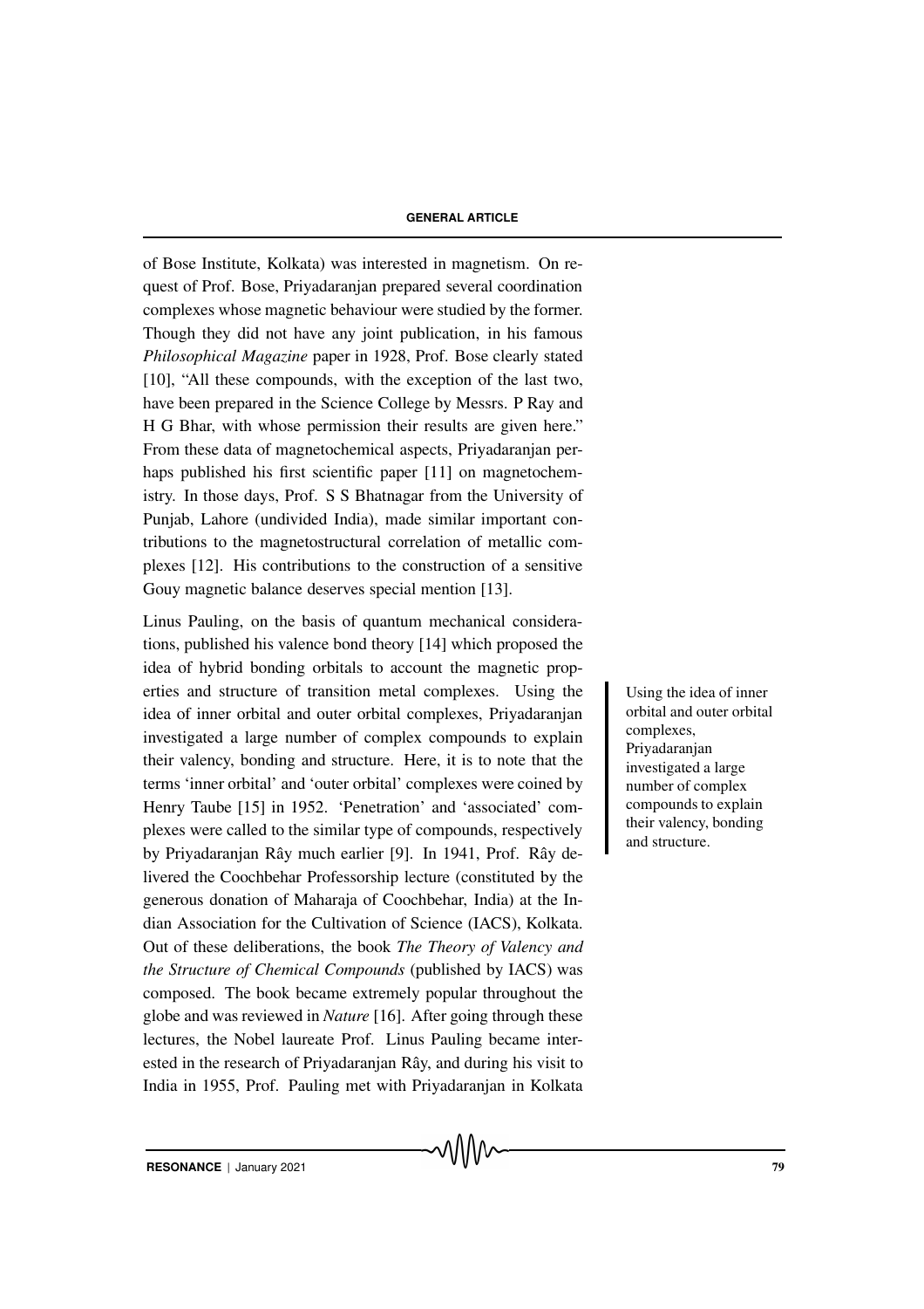of Bose Institute, Kolkata) was interested in magnetism. On request of Prof. Bose, Priyadaranjan prepared several coordination complexes whose magnetic behaviour were studied by the former. Though they did not have any joint publication, in his famous *Philosophical Magazine* paper in 1928, Prof. Bose clearly stated [10], "All these compounds, with the exception of the last two, have been prepared in the Science College by Messrs. P Ray and H G Bhar, with whose permission their results are given here." From these data of magnetochemical aspects, Priyadaranjan perhaps published his first scientific paper [11] on magnetochemistry. In those days, Prof. S S Bhatnagar from the University of Punjab, Lahore (undivided India), made similar important contributions to the magnetostructural correlation of metallic complexes [12]. His contributions to the construction of a sensitive Gouy magnetic balance deserves special mention [13].

Linus Pauling, on the basis of quantum mechanical considerations, published his valence bond theory [14] which proposed the idea of hybrid bonding orbitals to account the magnetic properties and structure of transition metal complexes. Using the idea of inner orbital and outer orbital complexes, Priyadaranjan investigated a large number of complex compounds to explain their valency, bonding and structure. Here, it is to note that the terms 'inner orbital' and 'outer orbital' complexes were coined by Henry Taube [15] in 1952. 'Penetration' and 'associated' complexes were called to the similar type of compounds, respectively by Priyadaranjan Rây much earlier [9]. In 1941, Prof. Rây delivered the Coochbehar Professorship lecture (constituted by the generous donation of Maharaja of Coochbehar, India) at the Indian Association for the Cultivation of Science (IACS), Kolkata. Out of these deliberations, the book *The Theory of Valency and the Structure of Chemical Compounds* (published by IACS) was composed. The book became extremely popular throughout the globe and was reviewed in *Nature* [16]. After going through these lectures, the Nobel laureate Prof. Linus Pauling became interested in the research of Priyadaranjan Rây, and during his visit to India in 1955, Prof. Pauling met with Priyadaranjan in Kolkata

> Using the idea of inner orbital and outer orbital complexes, Priyadaranjan investigated a large number of complex compounds to explain their valency, bonding and structure.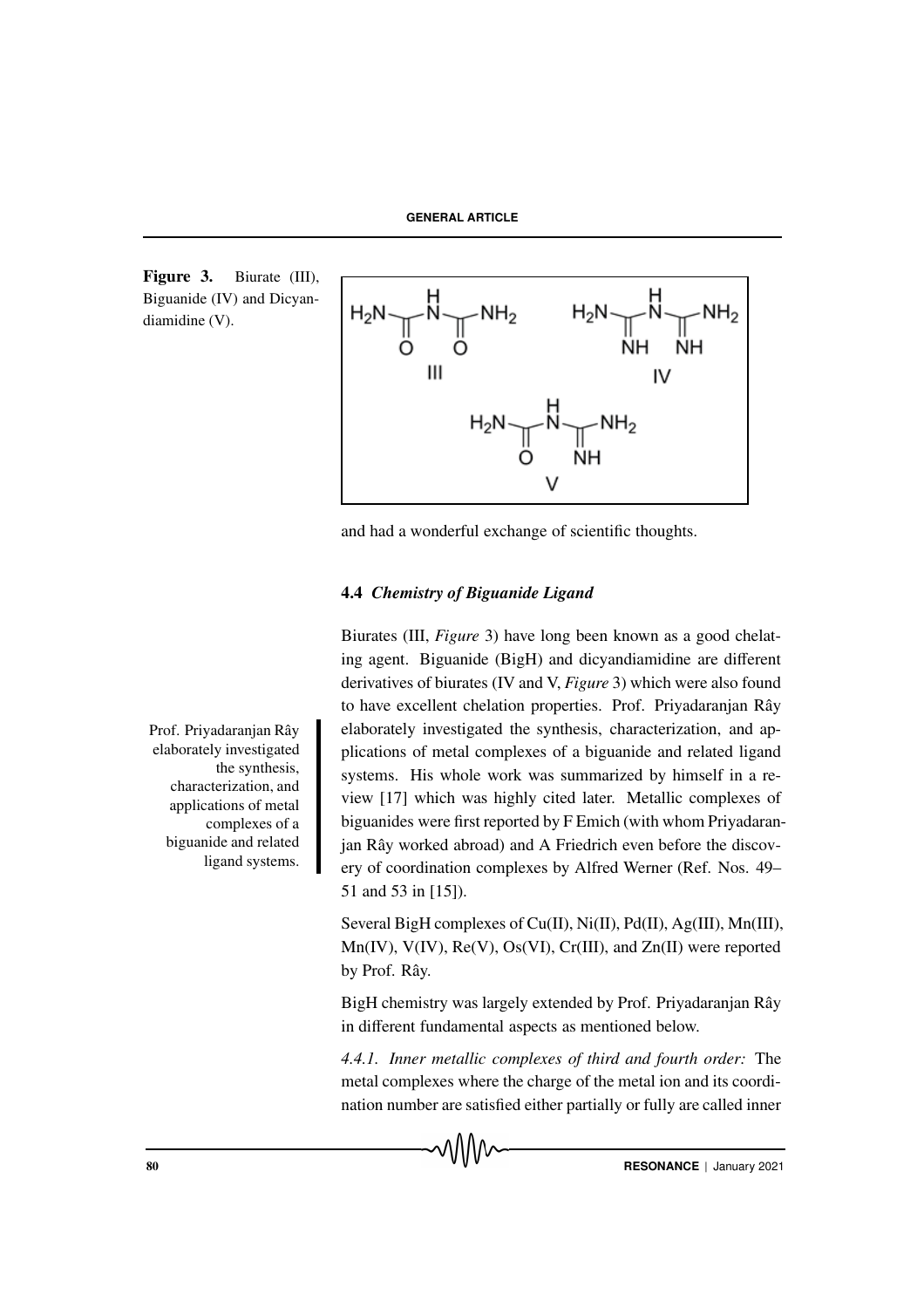**Figure 3.** Biurate (III), Biguanide (IV) and Dicyandiamidine (V).

and had a wonderful exchange of scientific thoughts.

### 4.4 *Chemistry of Biguanide Ligand*

Biurates (III, *Figure* 3) have long been known as a good chelating agent. Biguanide (BigH) and dicyandiamidine are different derivatives of biurates (IV and V, *Figure* 3) which were also found to have excellent chelation properties. Prof. Priyadaranjan Rây elaborately investigated the synthesis, characterization, and applications of metal complexes of a biguanide and related ligand systems. His whole work was summarized by himself in a review [17] which was highly cited later. Metallic complexes of biguanides were first reported by F Emich (with whom Priyadaranjan Rây worked abroad) and A Friedrich even before the discovery of coordination complexes by Alfred Werner (Ref. Nos. 49–51 and 53 in [15]).

Prof. Priyadaranjan Rây elaborately investigated the synthesis, characterization, and applications of metal complexes of a biguanide and related ligand systems.

Several BigH complexes of Cu(II), Ni(II), Pd(II), Ag(III), Mn(III), Mn(IV), V(IV), Re(V), Os(VI), Cr(III), and Zn(II) were reported by Prof. Rây.

BigH chemistry was largely extended by Prof. Priyadaranjan Rây in different fundamental aspects as mentioned below.

*4.4.1. Inner metallic complexes of third and fourth order:* The metal complexes where the charge of the metal ion and its coordination number are satisfied either partially or fully are called inner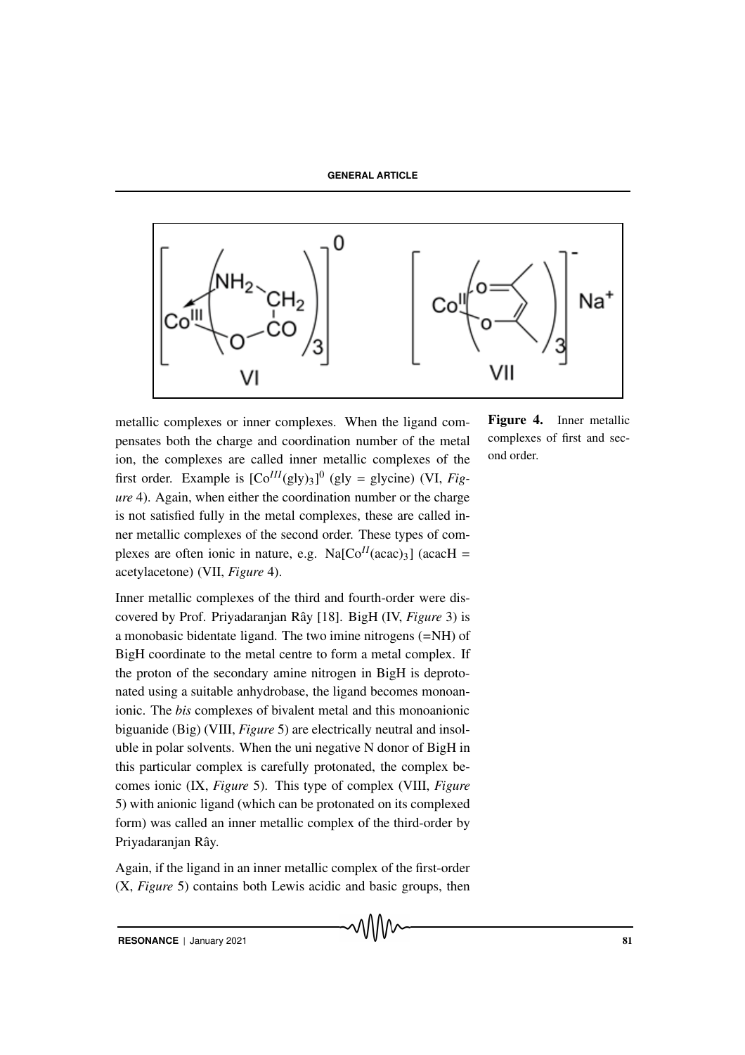metallic complexes or inner complexes. When the ligand compensates both the charge and coordination number of the metal ion, the complexes are called inner metallic complexes of the first order. Example is $[Co^{III}(gly)_3]^0$ (gly = glycine) (VI, *Figure* 4). Again, when either the coordination number or the charge is not satisfied fully in the metal complexes, these are called inner metallic complexes of the second order. These types of complexes are often ionic in nature, e.g. $Na[Co^{II}(acac)_3]$ (acacH = acetylacetone) (VII, *Figure* 4).

**Figure 4.** Inner metallic complexes of first and second order.

Inner metallic complexes of the third and fourth-order were discovered by Prof. Priyadaranjan Rây [18]. BigH (IV, *Figure* 3) is a monobasic bidentate ligand. The two imine nitrogens (=NH) of BigH coordinate to the metal centre to form a metal complex. If the proton of the secondary amine nitrogen in BigH is deprotonated using a suitable anhydrobase, the ligand becomes monoanionic. The *bis* complexes of bivalent metal and this monoanionic biguanide (Big) (VIII, *Figure* 5) are electrically neutral and insoluble in polar solvents. When the uni negative N donor of BigH in this particular complex is carefully protonated, the complex becomes ionic (IX, *Figure* 5). This type of complex (VIII, *Figure* 5) with anionic ligand (which can be protonated on its complexed form) was called an inner metallic complex of the third-order by Priyadaranjan Rây.

Again, if the ligand in an inner metallic complex of the first-order (X, *Figure* 5) contains both Lewis acidic and basic groups, then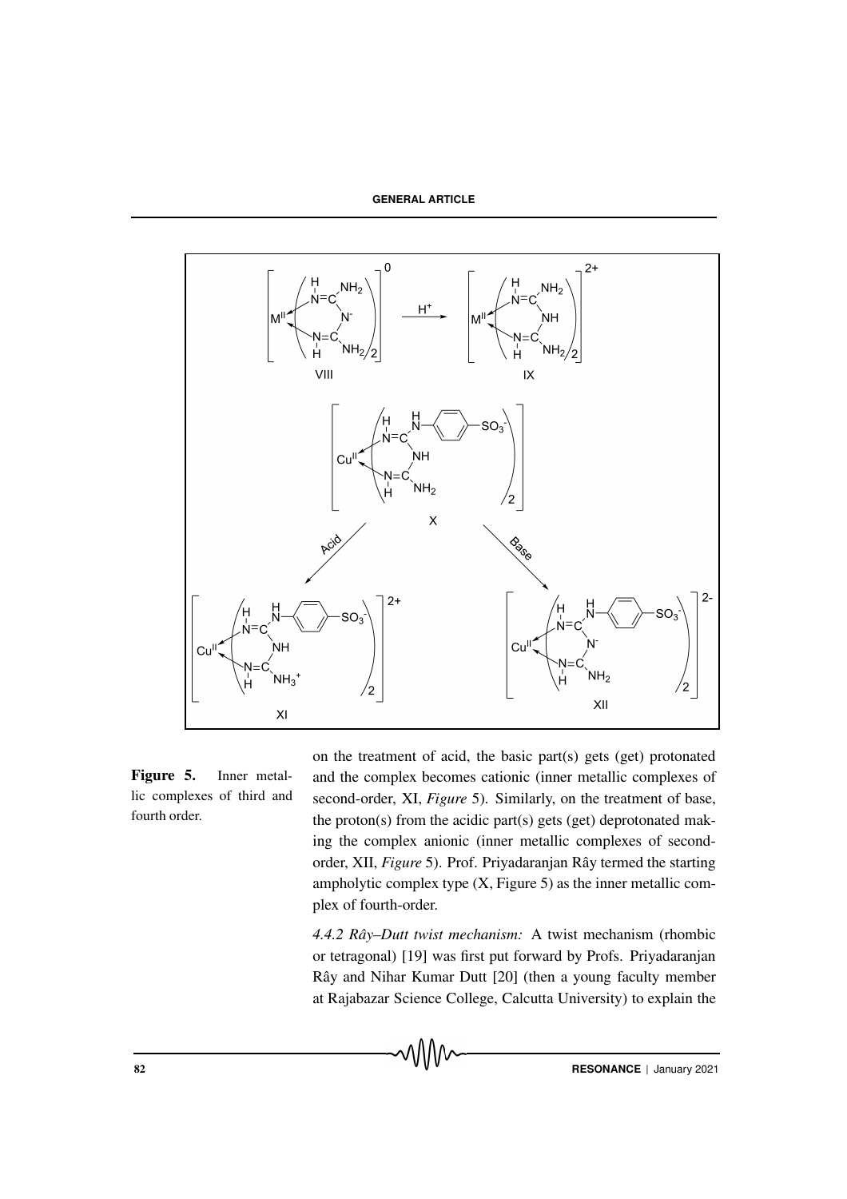**Figure 5.** Inner metallic complexes of third and fourth order.

on the treatment of acid, the basic part(s) gets (get) protonated and the complex becomes cationic (inner metallic complexes of second-order, XI, *Figure* 5). Similarly, on the treatment of base, the proton(s) from the acidic part(s) gets (get) deprotonated making the complex anionic (inner metallic complexes of second-order, XII, *Figure* 5). Prof. Priyadaranjan Rây termed the starting ampholytic complex type (X, Figure 5) as the inner metallic complex of fourth-order.

*4.4.2 Rây–Dutt twist mechanism:* A twist mechanism (rhombic or tetragonal) [19] was first put forward by Profs. Priyadaranjan Rây and Nihar Kumar Dutt [20] (then a young faculty member at Rajabazar Science College, Calcutta University) to explain the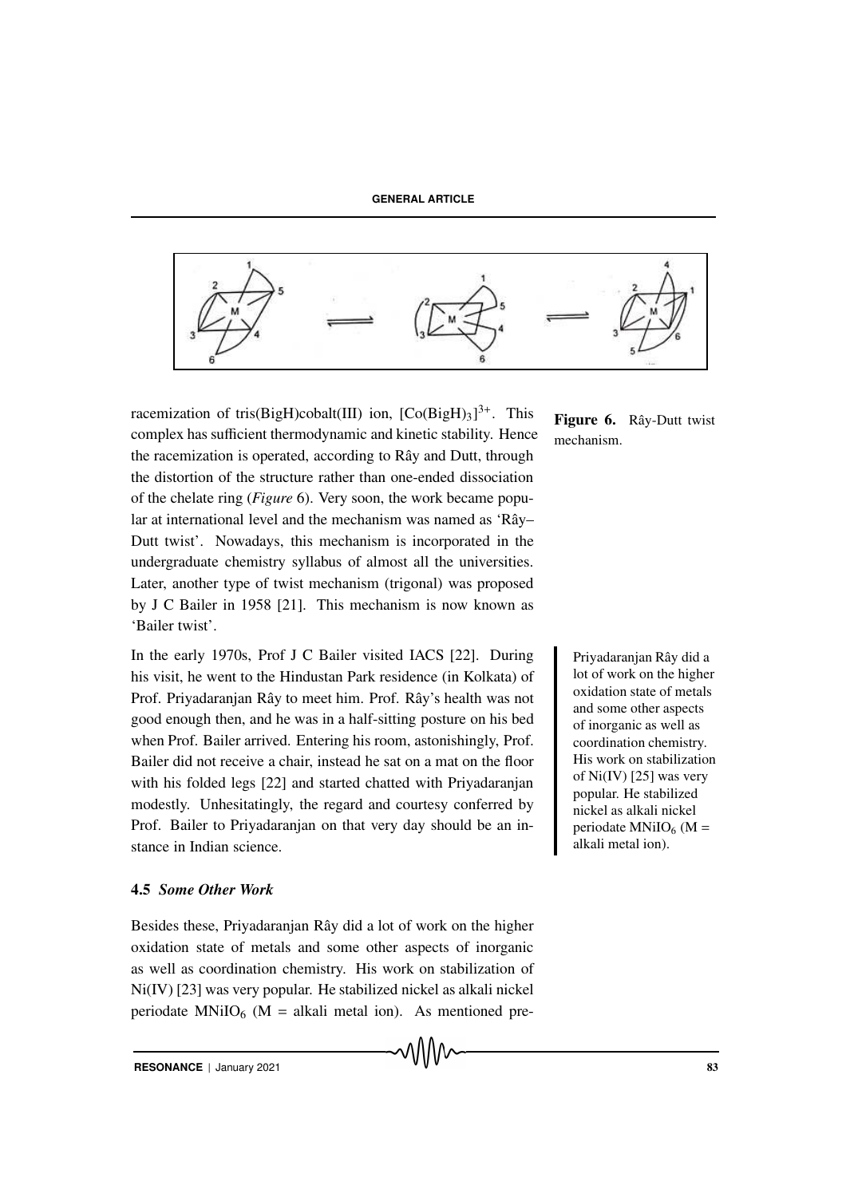racemization of tris(BigH)cobalt(III) ion, $[Co(BigH)_3]^{3+}$. This complex has sufficient thermodynamic and kinetic stability. Hence the racemization is operated, according to Rây and Dutt, through the distortion of the structure rather than one-ended dissociation of the chelate ring (*Figure* 6). Very soon, the work became popular at international level and the mechanism was named as 'Rây–Dutt twist'. Nowadays, this mechanism is incorporated in the undergraduate chemistry syllabus of almost all the universities. Later, another type of twist mechanism (trigonal) was proposed by J C Bailer in 1958 [21]. This mechanism is now known as 'Bailer twist'.

**Figure 6.** Rây-Dutt twist mechanism.

In the early 1970s, Prof J C Bailer visited IACS [22]. During his visit, he went to the Hindustan Park residence (in Kolkata) of Prof. Priyadaranjan Rây to meet him. Prof. Rây's health was not good enough then, and he was in a half-sitting posture on his bed when Prof. Bailer arrived. Entering his room, astonishingly, Prof. Bailer did not receive a chair, instead he sat on a mat on the floor with his folded legs [22] and started chatted with Priyadaranjan modestly. Unhesitatingly, the regard and courtesy conferred by Prof. Bailer to Priyadaranjan on that very day should be an instance in Indian science.

Priyadaranjan Rây did a lot of work on the higher oxidation state of metals and some other aspects of inorganic as well as coordination chemistry. His work on stabilization of Ni(IV) [25] was very popular. He stabilized nickel as alkali nickel periodate $MNiIO_6$ (M = alkali metal ion).

### 4.5 *Some Other Work*

Besides these, Priyadaranjan Rây did a lot of work on the higher oxidation state of metals and some other aspects of inorganic as well as coordination chemistry. His work on stabilization of Ni(IV) [23] was very popular. He stabilized nickel as alkali nickel periodate $MNiIO_6$ (M = alkali metal ion). As mentioned pre-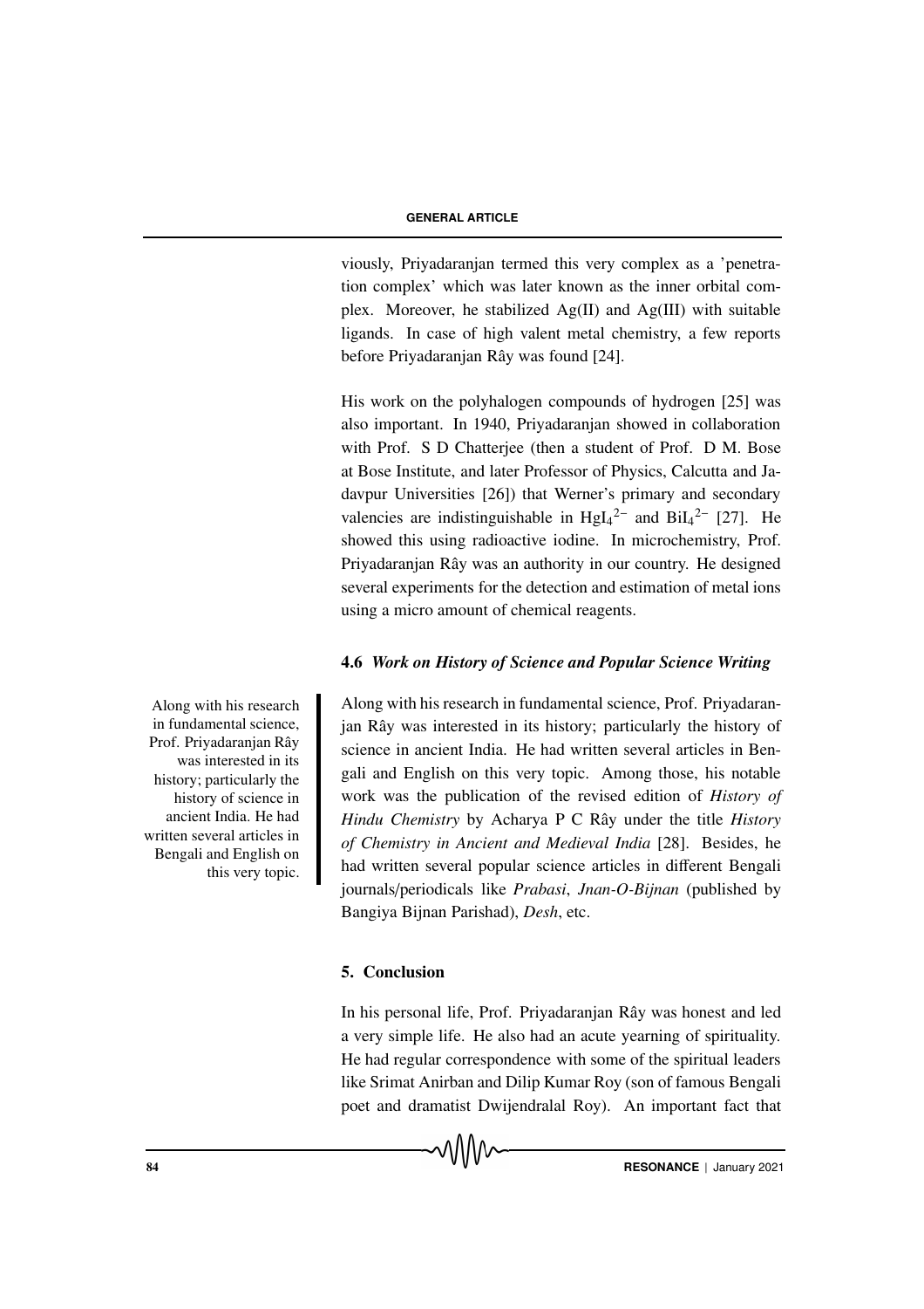viously, Priyadaranjan termed this very complex as a 'penetration complex' which was later known as the inner orbital complex. Moreover, he stabilized Ag(II) and Ag(III) with suitable ligands. In case of high valent metal chemistry, a few reports before Priyadaranjan Rây was found [24].

His work on the polyhalogen compounds of hydrogen [25] was also important. In 1940, Priyadaranjan showed in collaboration with Prof. S D Chatterjee (then a student of Prof. D M. Bose at Bose Institute, and later Professor of Physics, Calcutta and Jadavpur Universities [26]) that Werner's primary and secondary valencies are indistinguishable in ${HgI_4}^{2-}$ and ${BiI_4}^{2-}$ [27]. He showed this using radioactive iodine. In microchemistry, Prof. Priyadaranjan Rây was an authority in our country. He designed several experiments for the detection and estimation of metal ions using a micro amount of chemical reagents.

### 4.6 *Work on History of Science and Popular Science Writing*

Along with his research in fundamental science, Prof. Priyadaranjan Rây was interested in its history; particularly the history of science in ancient India. He had written several articles in Bengali and English on this very topic. Among those, his notable work was the publication of the revised edition of *History of Hindu Chemistry* by Acharya P C Rây under the title *History of Chemistry in Ancient and Medieval India* [28]. Besides, he had written several popular science articles in different Bengali journals/periodicals like *Prabasi*, *Jnan-O-Bijnan* (published by Bangiya Bijnan Parishad), *Desh*, etc.

> Along with his research in fundamental science, Prof. Priyadaranjan Rây was interested in its history; particularly the history of science in ancient India. He had written several articles in Bengali and English on this very topic.

## 5. Conclusion

In his personal life, Prof. Priyadaranjan Rây was honest and led a very simple life. He also had an acute yearning of spirituality. He had regular correspondence with some of the spiritual leaders like Srimat Anirban and Dilip Kumar Roy (son of famous Bengali poet and dramatist Dwijendralal Roy). An important fact that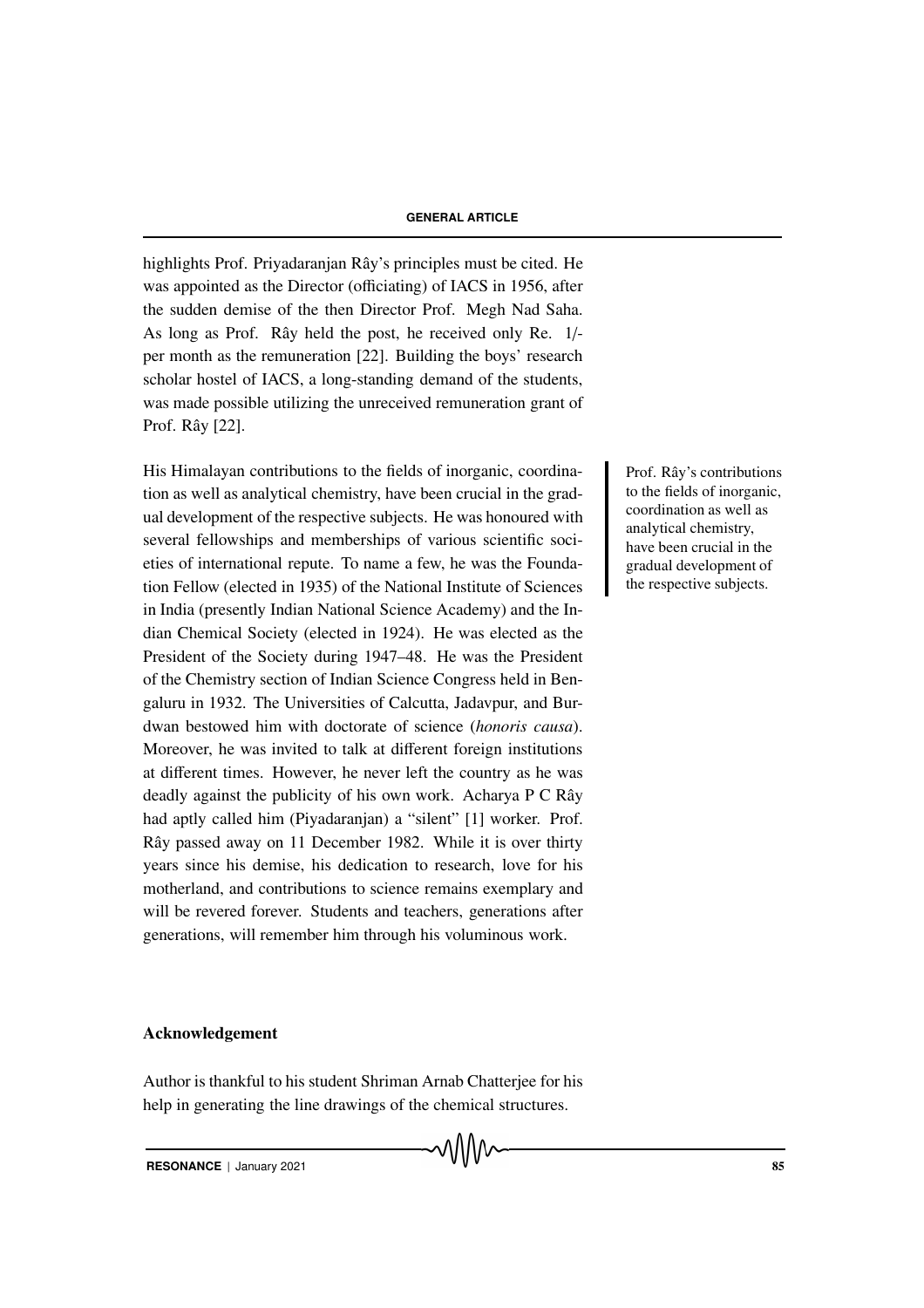highlights Prof. Priyadaranjan Rây's principles must be cited. He was appointed as the Director (officiating) of IACS in 1956, after the sudden demise of the then Director Prof. Megh Nad Saha. As long as Prof. Rây held the post, he received only Re. 1/- per month as the remuneration [22]. Building the boys' research scholar hostel of IACS, a long-standing demand of the students, was made possible utilizing the unreceived remuneration grant of Prof. Rây [22].

His Himalayan contributions to the fields of inorganic, coordination as well as analytical chemistry, have been crucial in the gradual development of the respective subjects. He was honoured with several fellowships and memberships of various scientific societies of international repute. To name a few, he was the Foundation Fellow (elected in 1935) of the National Institute of Sciences in India (presently Indian National Science Academy) and the Indian Chemical Society (elected in 1924). He was elected as the President of the Society during 1947–48. He was the President of the Chemistry section of Indian Science Congress held in Bengaluru in 1932. The Universities of Calcutta, Jadavpur, and Burdwan bestowed him with doctorate of science (*honoris causa*). Moreover, he was invited to talk at different foreign institutions at different times. However, he never left the country as he was deadly against the publicity of his own work. Acharya P C Rây had aptly called him (Piyadaranjan) a "silent" [1] worker. Prof. Rây passed away on 11 December 1982. While it is over thirty years since his demise, his dedication to research, love for his motherland, and contributions to science remains exemplary and will be revered forever. Students and teachers, generations after generations, will remember him through his voluminous work.

> Prof. Rây's contributions to the fields of inorganic, coordination as well as analytical chemistry, have been crucial in the gradual development of the respective subjects.

## Acknowledgement

Author is thankful to his student Shriman Arnab Chatterjee for his help in generating the line drawings of the chemical structures.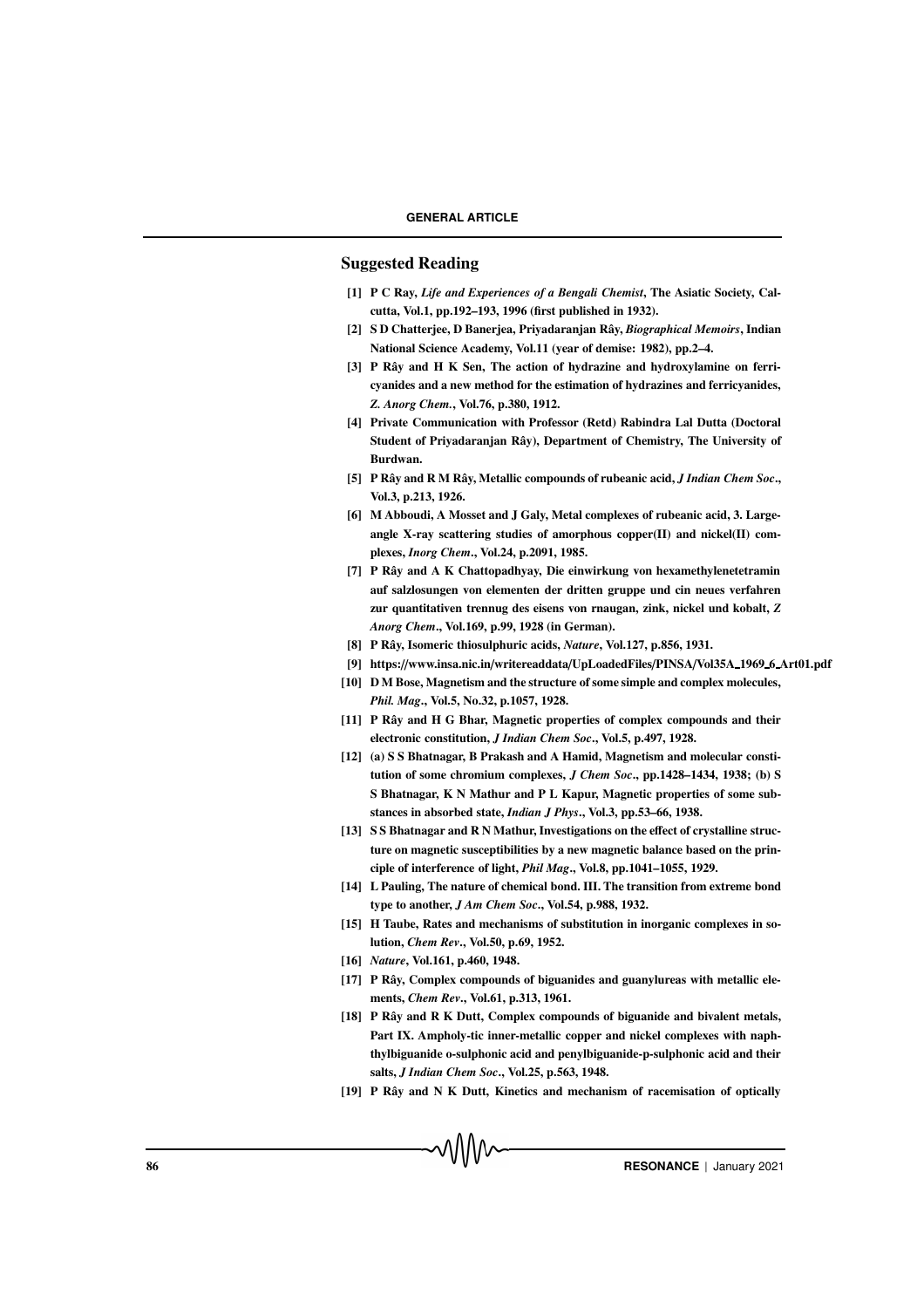## Suggested Reading

[1] P C Ray, *Life and Experiences of a Bengali Chemist*, The Asiatic Society, Calcutta, Vol.1, pp.192–193, 1996 (first published in 1932).

[2] S D Chatterjee, D Banerjea, Priyadaranjan Rây, *Biographical Memoirs*, Indian National Science Academy, Vol.11 (year of demise: 1982), pp.2–4.

[3] P Rây and H K Sen, The action of hydrazine and hydroxylamine on ferricyanides and a new method for the estimation of hydrazines and ferricyanides, *Z. Anorg Chem.*, Vol.76, p.380, 1912.

[4] Private Communication with Professor (Retd) Rabindra Lal Dutta (Doctoral Student of Priyadaranjan Rây), Department of Chemistry, The University of Burdwan.

[5] P Rây and R M Rây, Metallic compounds of rubeanic acid, *J Indian Chem Soc*., Vol.3, p.213, 1926.

[6] M Abboudi, A Mosset and J Galy, Metal complexes of rubeanic acid, 3. Large-angle X-ray scattering studies of amorphous copper(II) and nickel(II) complexes, *Inorg Chem*., Vol.24, p.2091, 1985.

[7] P Rây and A K Chattopadhyay, Die einwirkung von hexamethylenetetramin auf salzlosungen von elementen der dritten gruppe und cin neues verfahren zur quantitativen trennug des eisens von rnaugan, zink, nickel und kobalt, *Z Anorg Chem*., Vol.169, p.99, 1928 (in German).

[8] P Rây, Isomeric thiosulphuric acids, *Nature*, Vol.127, p.856, 1931.

[9] https://www.insa.nic.in/writereaddata/UpLoadedFiles/PINSA/Vol35A_1969_6_Art01.pdf

[10] D M Bose, Magnetism and the structure of some simple and complex molecules, *Phil. Mag*., Vol.5, No.32, p.1057, 1928.

[11] P Rây and H G Bhar, Magnetic properties of complex compounds and their electronic constitution, *J Indian Chem Soc*., Vol.5, p.497, 1928.

[12] (a) S S Bhatnagar, B Prakash and A Hamid, Magnetism and molecular constitution of some chromium complexes, *J Chem Soc*., pp.1428–1434, 1938; (b) S S Bhatnagar, K N Mathur and P L Kapur, Magnetic properties of some substances in absorbed state, *Indian J Phys*., Vol.3, pp.53–66, 1938.

[13] S S Bhatnagar and R N Mathur, Investigations on the effect of crystalline structure on magnetic susceptibilities by a new magnetic balance based on the principle of interference of light, *Phil Mag*., Vol.8, pp.1041–1055, 1929.

[14] L Pauling, The nature of chemical bond. III. The transition from extreme bond type to another, *J Am Chem Soc*., Vol.54, p.988, 1932.

[15] H Taube, Rates and mechanisms of substitution in inorganic complexes in solution, *Chem Rev*., Vol.50, p.69, 1952.

[16] *Nature*, Vol.161, p.460, 1948.

[17] P Rây, Complex compounds of biguanides and guanylureas with metallic elements, *Chem Rev*., Vol.61, p.313, 1961.

[18] P Rây and R K Dutt, Complex compounds of biguanide and bivalent metals, Part IX. Ampholy-tic inner-metallic copper and nickel complexes with naphthylbiguanide o-sulphonic acid and penylbiguanide-p-sulphonic acid and their salts, *J Indian Chem Soc*., Vol.25, p.563, 1948.

[19] P Rây and N K Dutt, Kinetics and mechanism of racemisation of optically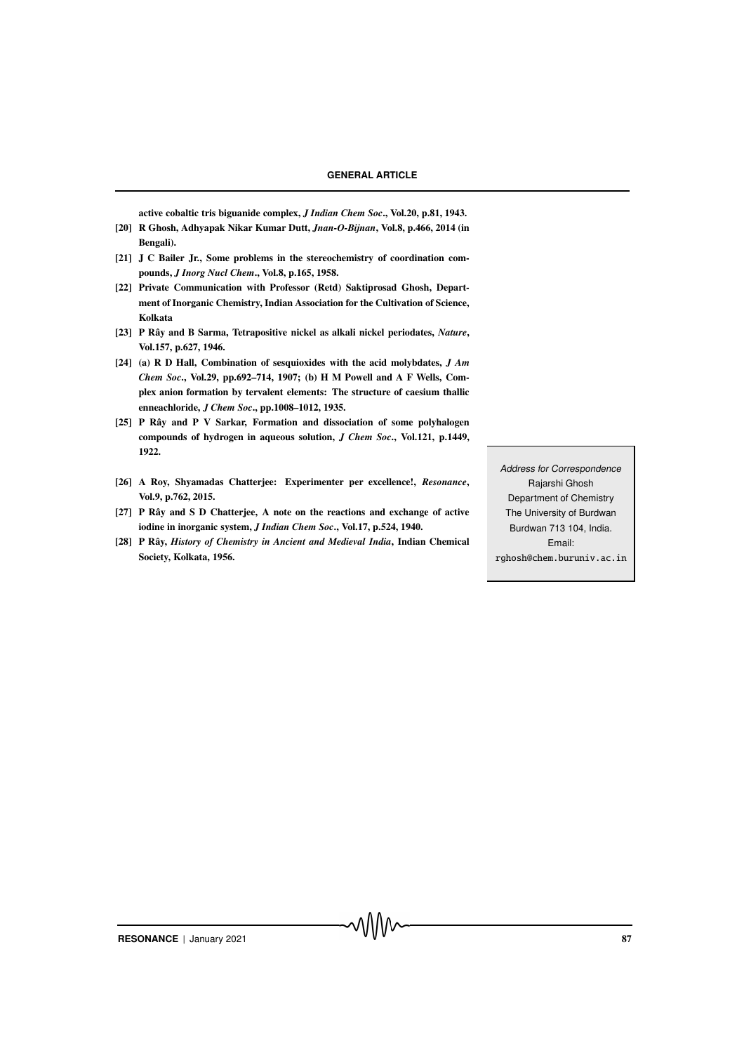**active cobaltic tris biguanide complex, *J Indian Chem Soc*., Vol.20, p.81, 1943.**

**[20] R Ghosh, Adhyapak Nikar Kumar Dutt, *Jnan-O-Bijnan*, Vol.8, p.466, 2014 (in Bengali).**

**[21] J C Bailer Jr., Some problems in the stereochemistry of coordination compounds, *J Inorg Nucl Chem*., Vol.8, p.165, 1958.**

**[22] Private Communication with Professor (Retd) Saktiprosad Ghosh, Department of Inorganic Chemistry, Indian Association for the Cultivation of Science, Kolkata**

**[23] P Rây and B Sarma, Tetrapositive nickel as alkali nickel periodates, *Nature*, Vol.157, p.627, 1946.**

**[24] (a) R D Hall, Combination of sesquioxides with the acid molybdates, *J Am Chem Soc*., Vol.29, pp.692–714, 1907; (b) H M Powell and A F Wells, Complex anion formation by tervalent elements: The structure of caesium thallic enneachloride, *J Chem Soc*., pp.1008–1012, 1935.**

**[25] P Rây and P V Sarkar, Formation and dissociation of some polyhalogen compounds of hydrogen in aqueous solution, *J Chem Soc*., Vol.121, p.1449, 1922.**

**[26] A Roy, Shyamadas Chatterjee: Experimenter per excellence!, *Resonance*, Vol.9, p.762, 2015.**

**[27] P Rây and S D Chatterjee, A note on the reactions and exchange of active iodine in inorganic system, *J Indian Chem Soc*., Vol.17, p.524, 1940.**

**[28] P Rây, *History of Chemistry in Ancient and Medieval India*, Indian Chemical Society, Kolkata, 1956.**

*Address for Correspondence*
Rajarshi Ghosh
Department of Chemistry
The University of Burdwan
Burdwan 713 104, India.
Email:
rghosh@chem.buruniv.ac.in